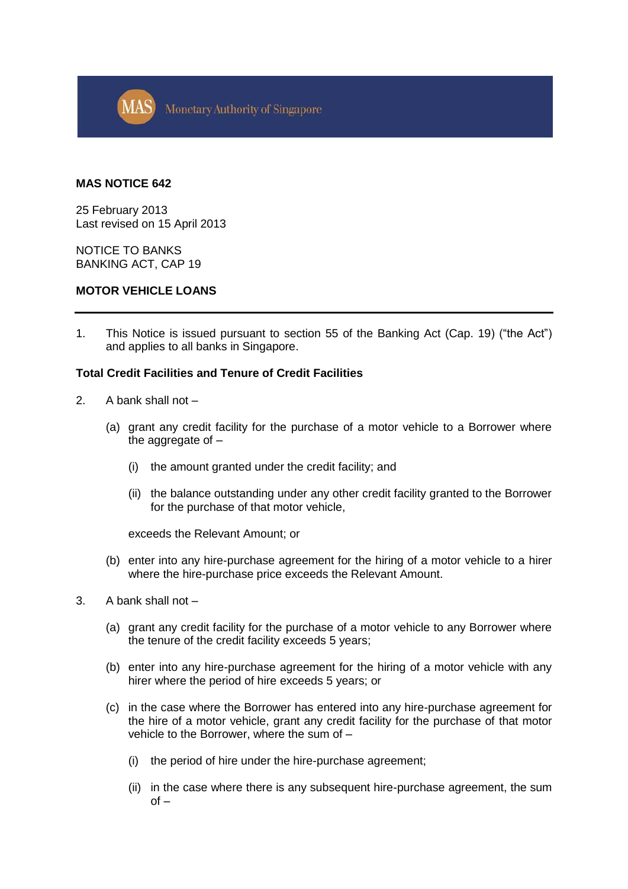**MAS NOTICE 642**

25 February 2013
Last revised on 15 April 2013

NOTICE TO BANKS
BANKING ACT, CAP 19

**MOTOR VEHICLE LOANS**

---

1. This Notice is issued pursuant to section 55 of the Banking Act (Cap. 19) ("the Act") and applies to all banks in Singapore.

**Total Credit Facilities and Tenure of Credit Facilities**

2. A bank shall not –

   (a) grant any credit facility for the purchase of a motor vehicle to a Borrower where the aggregate of –

      (i) the amount granted under the credit facility; and

      (ii) the balance outstanding under any other credit facility granted to the Borrower for the purchase of that motor vehicle,

      exceeds the Relevant Amount; or

   (b) enter into any hire-purchase agreement for the hiring of a motor vehicle to a hirer where the hire-purchase price exceeds the Relevant Amount.

3. A bank shall not –

   (a) grant any credit facility for the purchase of a motor vehicle to any Borrower where the tenure of the credit facility exceeds 5 years;

   (b) enter into any hire-purchase agreement for the hiring of a motor vehicle with any hirer where the period of hire exceeds 5 years; or

   (c) in the case where the Borrower has entered into any hire-purchase agreement for the hire of a motor vehicle, grant any credit facility for the purchase of that motor vehicle to the Borrower, where the sum of –

      (i) the period of hire under the hire-purchase agreement;

      (ii) in the case where there is any subsequent hire-purchase agreement, the sum of –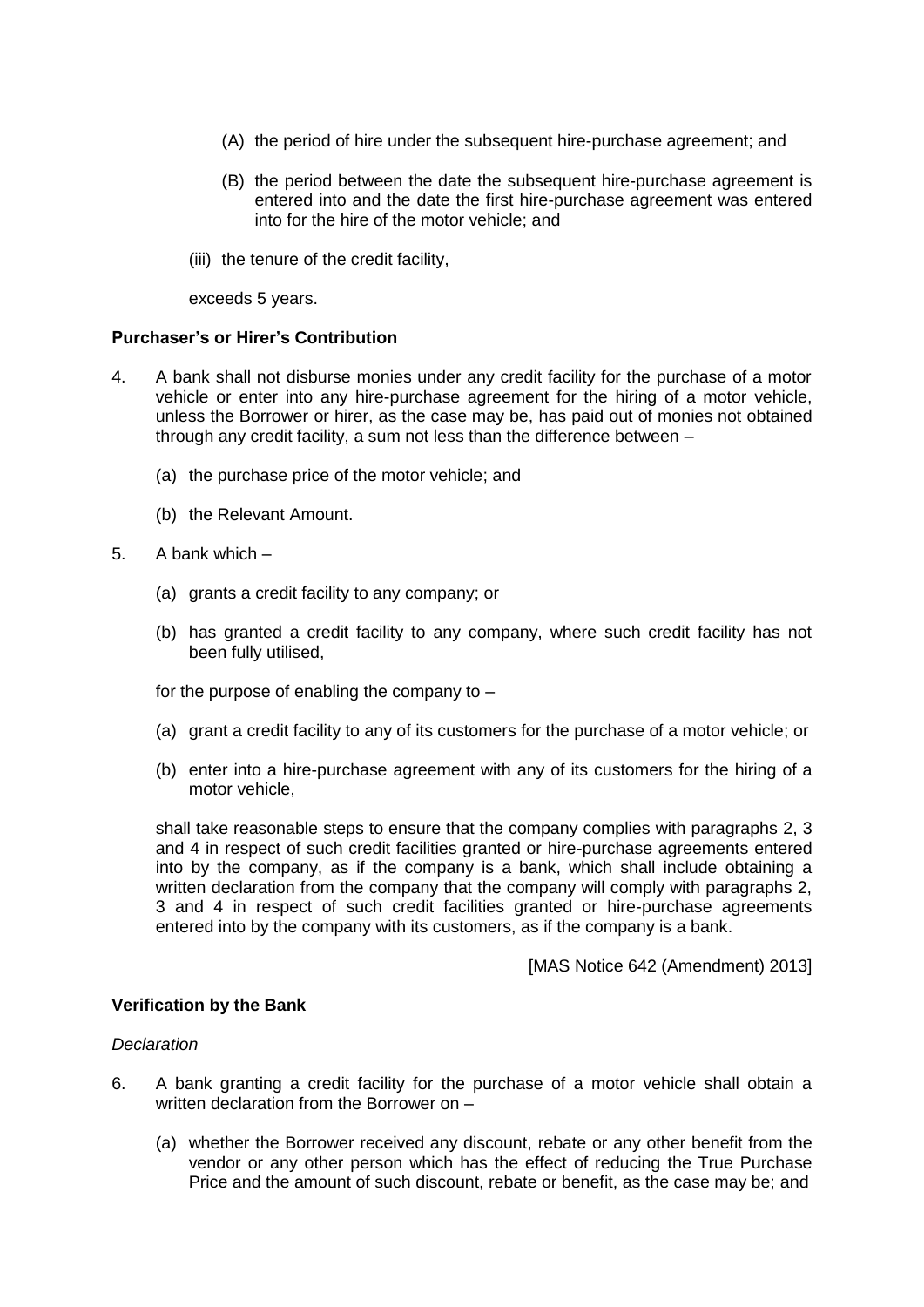(A) the period of hire under the subsequent hire-purchase agreement; and

(B) the period between the date the subsequent hire-purchase agreement is entered into and the date the first hire-purchase agreement was entered into for the hire of the motor vehicle; and

(iii) the tenure of the credit facility,

exceeds 5 years.

**Purchaser's or Hirer's Contribution**

4. A bank shall not disburse monies under any credit facility for the purchase of a motor vehicle or enter into any hire-purchase agreement for the hiring of a motor vehicle, unless the Borrower or hirer, as the case may be, has paid out of monies not obtained through any credit facility, a sum not less than the difference between –

   (a) the purchase price of the motor vehicle; and

   (b) the Relevant Amount.

5. A bank which –

   (a) grants a credit facility to any company; or

   (b) has granted a credit facility to any company, where such credit facility has not been fully utilised,

   for the purpose of enabling the company to –

   (a) grant a credit facility to any of its customers for the purchase of a motor vehicle; or

   (b) enter into a hire-purchase agreement with any of its customers for the hiring of a motor vehicle,

   shall take reasonable steps to ensure that the company complies with paragraphs 2, 3 and 4 in respect of such credit facilities granted or hire-purchase agreements entered into by the company, as if the company is a bank, which shall include obtaining a written declaration from the company that the company will comply with paragraphs 2, 3 and 4 in respect of such credit facilities granted or hire-purchase agreements entered into by the company with its customers, as if the company is a bank.

[MAS Notice 642 (Amendment) 2013]

**Verification by the Bank**

*Declaration*

6. A bank granting a credit facility for the purchase of a motor vehicle shall obtain a written declaration from the Borrower on –

   (a) whether the Borrower received any discount, rebate or any other benefit from the vendor or any other person which has the effect of reducing the True Purchase Price and the amount of such discount, rebate or benefit, as the case may be; and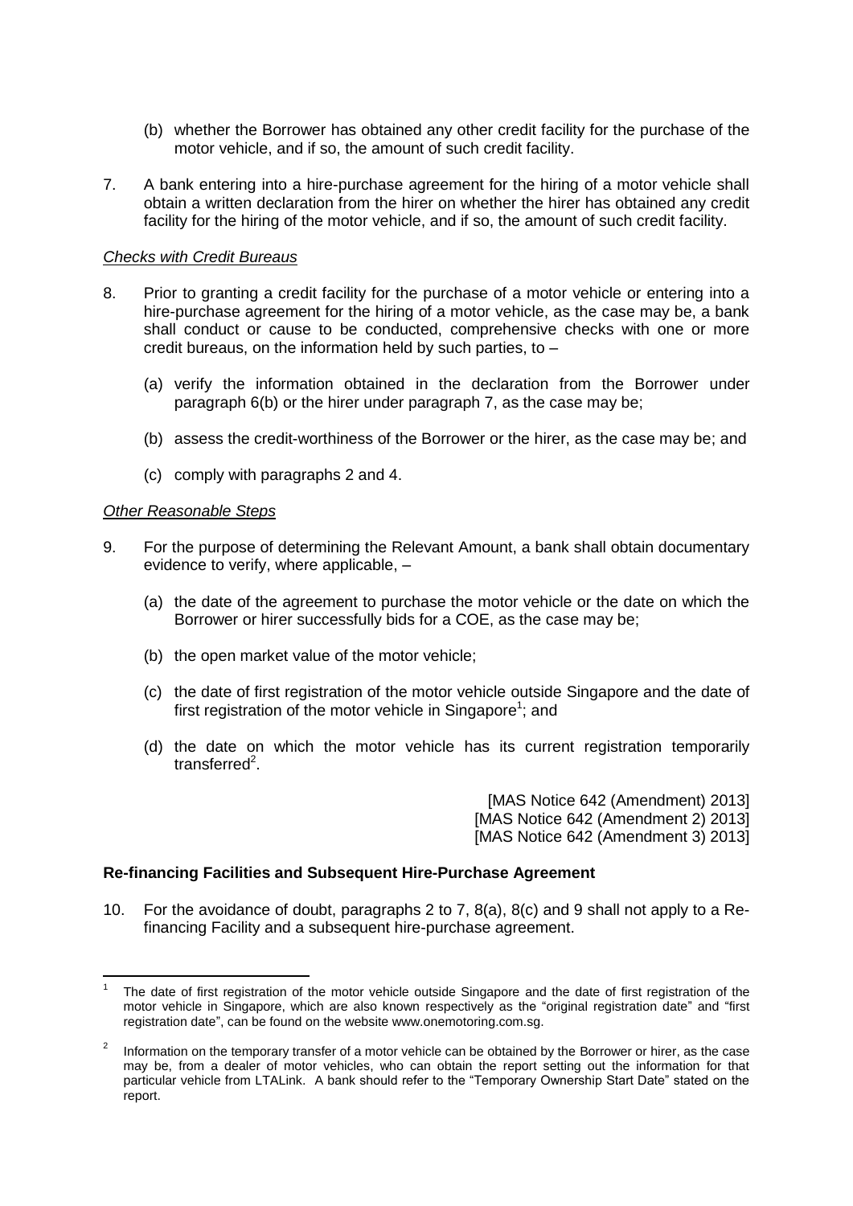(b) whether the Borrower has obtained any other credit facility for the purchase of the motor vehicle, and if so, the amount of such credit facility.

7. A bank entering into a hire-purchase agreement for the hiring of a motor vehicle shall obtain a written declaration from the hirer on whether the hirer has obtained any credit facility for the hiring of the motor vehicle, and if so, the amount of such credit facility.

*Checks with Credit Bureaus*

8. Prior to granting a credit facility for the purchase of a motor vehicle or entering into a hire-purchase agreement for the hiring of a motor vehicle, as the case may be, a bank shall conduct or cause to be conducted, comprehensive checks with one or more credit bureaus, on the information held by such parties, to –

   (a) verify the information obtained in the declaration from the Borrower under paragraph 6(b) or the hirer under paragraph 7, as the case may be;

   (b) assess the credit-worthiness of the Borrower or the hirer, as the case may be; and

   (c) comply with paragraphs 2 and 4.

*Other Reasonable Steps*

9. For the purpose of determining the Relevant Amount, a bank shall obtain documentary evidence to verify, where applicable, –

   (a) the date of the agreement to purchase the motor vehicle or the date on which the Borrower or hirer successfully bids for a COE, as the case may be;

   (b) the open market value of the motor vehicle;

   (c) the date of first registration of the motor vehicle outside Singapore and the date of first registration of the motor vehicle in Singapore[1]; and

   (d) the date on which the motor vehicle has its current registration temporarily transferred[2].

[MAS Notice 642 (Amendment) 2013]
[MAS Notice 642 (Amendment 2) 2013]
[MAS Notice 642 (Amendment 3) 2013]

**Re-financing Facilities and Subsequent Hire-Purchase Agreement**

10. For the avoidance of doubt, paragraphs 2 to 7, 8(a), 8(c) and 9 shall not apply to a Re-financing Facility and a subsequent hire-purchase agreement.

---

[1] The date of first registration of the motor vehicle outside Singapore and the date of first registration of the motor vehicle in Singapore, which are also known respectively as the "original registration date" and "first registration date", can be found on the website www.onemotoring.com.sg.

[2] Information on the temporary transfer of a motor vehicle can be obtained by the Borrower or hirer, as the case may be, from a dealer of motor vehicles, who can obtain the report setting out the information for that particular vehicle from LTALink. A bank should refer to the "Temporary Ownership Start Date" stated on the report.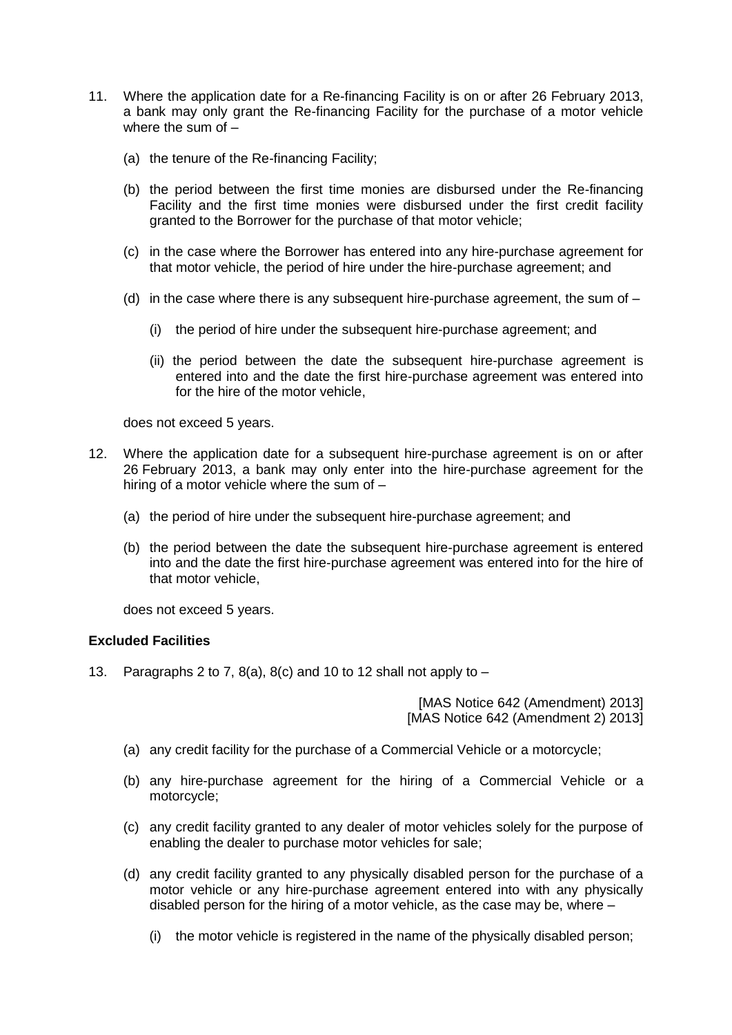11. Where the application date for a Re-financing Facility is on or after 26 February 2013, a bank may only grant the Re-financing Facility for the purchase of a motor vehicle where the sum of –

    (a) the tenure of the Re-financing Facility;

    (b) the period between the first time monies are disbursed under the Re-financing Facility and the first time monies were disbursed under the first credit facility granted to the Borrower for the purchase of that motor vehicle;

    (c) in the case where the Borrower has entered into any hire-purchase agreement for that motor vehicle, the period of hire under the hire-purchase agreement; and

    (d) in the case where there is any subsequent hire-purchase agreement, the sum of –

        (i) the period of hire under the subsequent hire-purchase agreement; and

        (ii) the period between the date the subsequent hire-purchase agreement is entered into and the date the first hire-purchase agreement was entered into for the hire of the motor vehicle,

    does not exceed 5 years.

12. Where the application date for a subsequent hire-purchase agreement is on or after 26 February 2013, a bank may only enter into the hire-purchase agreement for the hiring of a motor vehicle where the sum of –

    (a) the period of hire under the subsequent hire-purchase agreement; and

    (b) the period between the date the subsequent hire-purchase agreement is entered into and the date the first hire-purchase agreement was entered into for the hire of that motor vehicle,

    does not exceed 5 years.

**Excluded Facilities**

13. Paragraphs 2 to 7, 8(a), 8(c) and 10 to 12 shall not apply to –

    [MAS Notice 642 (Amendment) 2013]
    [MAS Notice 642 (Amendment 2) 2013]

    (a) any credit facility for the purchase of a Commercial Vehicle or a motorcycle;

    (b) any hire-purchase agreement for the hiring of a Commercial Vehicle or a motorcycle;

    (c) any credit facility granted to any dealer of motor vehicles solely for the purpose of enabling the dealer to purchase motor vehicles for sale;

    (d) any credit facility granted to any physically disabled person for the purchase of a motor vehicle or any hire-purchase agreement entered into with any physically disabled person for the hiring of a motor vehicle, as the case may be, where –

        (i) the motor vehicle is registered in the name of the physically disabled person;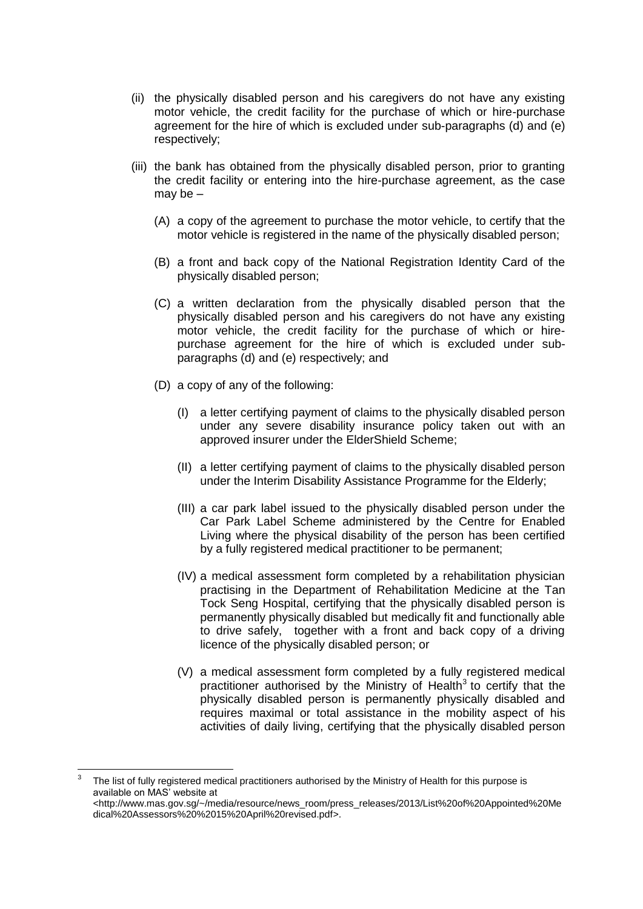(ii) the physically disabled person and his caregivers do not have any existing motor vehicle, the credit facility for the purchase of which or hire-purchase agreement for the hire of which is excluded under sub-paragraphs (d) and (e) respectively;

(iii) the bank has obtained from the physically disabled person, prior to granting the credit facility or entering into the hire-purchase agreement, as the case may be –

  (A) a copy of the agreement to purchase the motor vehicle, to certify that the motor vehicle is registered in the name of the physically disabled person;

  (B) a front and back copy of the National Registration Identity Card of the physically disabled person;

  (C) a written declaration from the physically disabled person that the physically disabled person and his caregivers do not have any existing motor vehicle, the credit facility for the purchase of which or hire-purchase agreement for the hire of which is excluded under sub-paragraphs (d) and (e) respectively; and

  (D) a copy of any of the following:

    (I) a letter certifying payment of claims to the physically disabled person under any severe disability insurance policy taken out with an approved insurer under the ElderShield Scheme;

    (II) a letter certifying payment of claims to the physically disabled person under the Interim Disability Assistance Programme for the Elderly;

    (III) a car park label issued to the physically disabled person under the Car Park Label Scheme administered by the Centre for Enabled Living where the physical disability of the person has been certified by a fully registered medical practitioner to be permanent;

    (IV) a medical assessment form completed by a rehabilitation physician practising in the Department of Rehabilitation Medicine at the Tan Tock Seng Hospital, certifying that the physically disabled person is permanently physically disabled but medically fit and functionally able to drive safely, together with a front and back copy of a driving licence of the physically disabled person; or

    (V) a medical assessment form completed by a fully registered medical practitioner authorised by the Ministry of Health[3] to certify that the physically disabled person is permanently physically disabled and requires maximal or total assistance in the mobility aspect of his activities of daily living, certifying that the physically disabled person

---

[3] The list of fully registered medical practitioners authorised by the Ministry of Health for this purpose is available on MAS' website at <http://www.mas.gov.sg/~/media/resource/news_room/press_releases/2013/List%20of%20Appointed%20Medical%20Assessors%20%2015%20April%20revised.pdf>.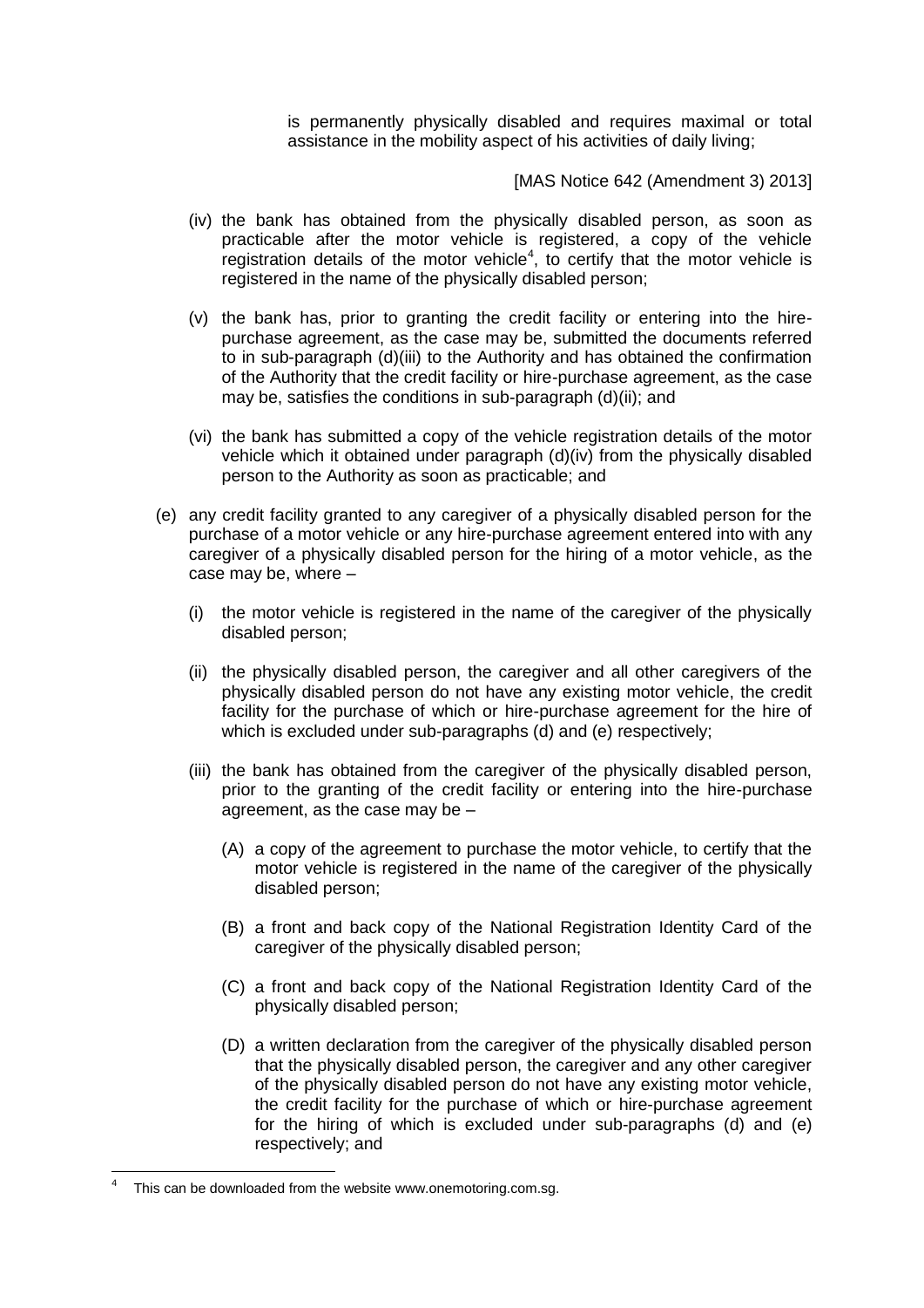is permanently physically disabled and requires maximal or total assistance in the mobility aspect of his activities of daily living;

[MAS Notice 642 (Amendment 3) 2013]

(iv) the bank has obtained from the physically disabled person, as soon as practicable after the motor vehicle is registered, a copy of the vehicle registration details of the motor vehicle[4], to certify that the motor vehicle is registered in the name of the physically disabled person;

(v) the bank has, prior to granting the credit facility or entering into the hire-purchase agreement, as the case may be, submitted the documents referred to in sub-paragraph (d)(iii) to the Authority and has obtained the confirmation of the Authority that the credit facility or hire-purchase agreement, as the case may be, satisfies the conditions in sub-paragraph (d)(ii); and

(vi) the bank has submitted a copy of the vehicle registration details of the motor vehicle which it obtained under paragraph (d)(iv) from the physically disabled person to the Authority as soon as practicable; and

(e) any credit facility granted to any caregiver of a physically disabled person for the purchase of a motor vehicle or any hire-purchase agreement entered into with any caregiver of a physically disabled person for the hiring of a motor vehicle, as the case may be, where –

(i) the motor vehicle is registered in the name of the caregiver of the physically disabled person;

(ii) the physically disabled person, the caregiver and all other caregivers of the physically disabled person do not have any existing motor vehicle, the credit facility for the purchase of which or hire-purchase agreement for the hire of which is excluded under sub-paragraphs (d) and (e) respectively;

(iii) the bank has obtained from the caregiver of the physically disabled person, prior to the granting of the credit facility or entering into the hire-purchase agreement, as the case may be –

(A) a copy of the agreement to purchase the motor vehicle, to certify that the motor vehicle is registered in the name of the caregiver of the physically disabled person;

(B) a front and back copy of the National Registration Identity Card of the caregiver of the physically disabled person;

(C) a front and back copy of the National Registration Identity Card of the physically disabled person;

(D) a written declaration from the caregiver of the physically disabled person that the physically disabled person, the caregiver and any other caregiver of the physically disabled person do not have any existing motor vehicle, the credit facility for the purchase of which or hire-purchase agreement for the hiring of which is excluded under sub-paragraphs (d) and (e) respectively; and

---

[4] This can be downloaded from the website www.onemotoring.com.sg.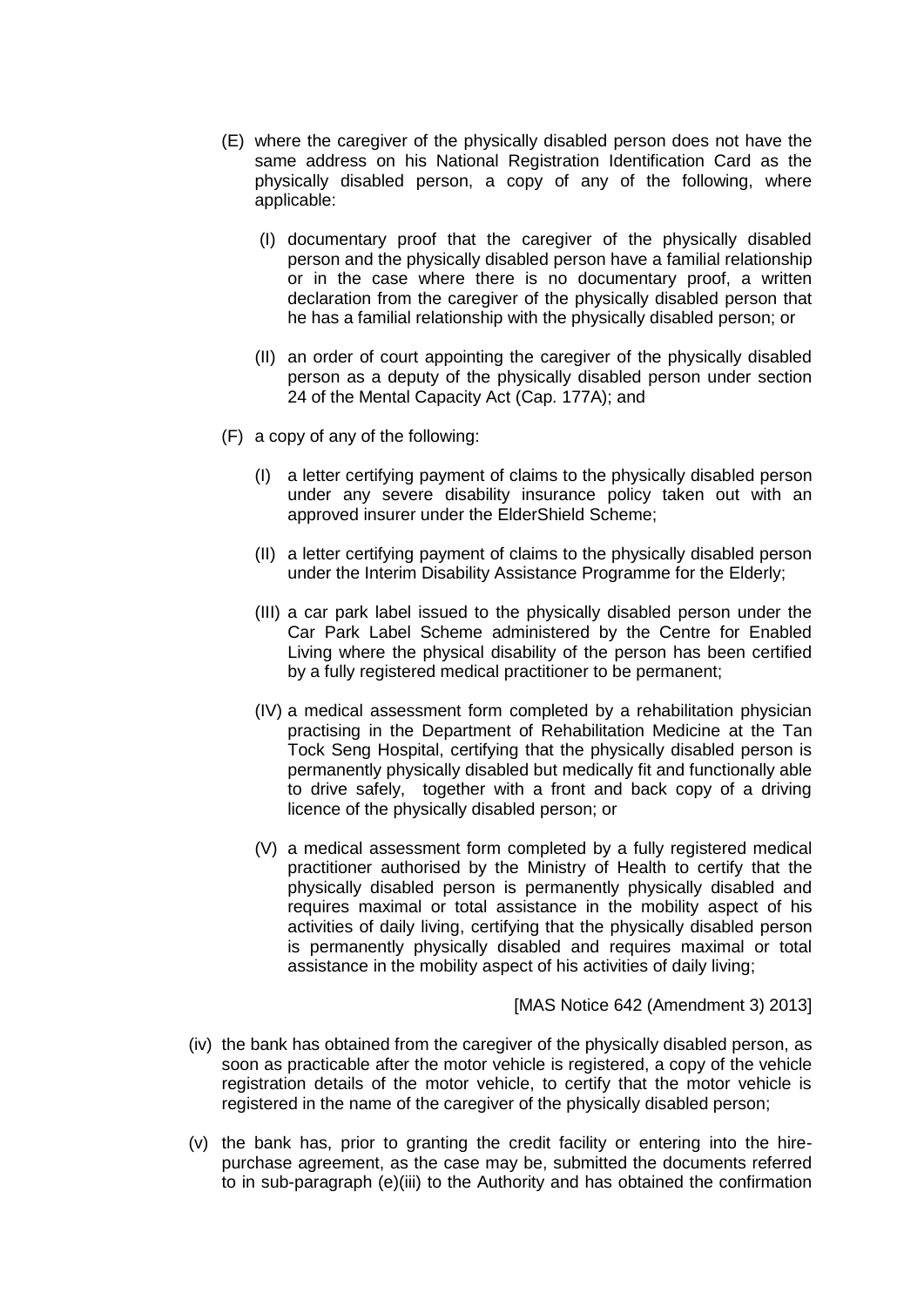(E) where the caregiver of the physically disabled person does not have the same address on his National Registration Identification Card as the physically disabled person, a copy of any of the following, where applicable:

 (I) documentary proof that the caregiver of the physically disabled person and the physically disabled person have a familial relationship or in the case where there is no documentary proof, a written declaration from the caregiver of the physically disabled person that he has a familial relationship with the physically disabled person; or

 (II) an order of court appointing the caregiver of the physically disabled person as a deputy of the physically disabled person under section 24 of the Mental Capacity Act (Cap. 177A); and

(F) a copy of any of the following:

 (I) a letter certifying payment of claims to the physically disabled person under any severe disability insurance policy taken out with an approved insurer under the ElderShield Scheme;

 (II) a letter certifying payment of claims to the physically disabled person under the Interim Disability Assistance Programme for the Elderly;

 (III) a car park label issued to the physically disabled person under the Car Park Label Scheme administered by the Centre for Enabled Living where the physical disability of the person has been certified by a fully registered medical practitioner to be permanent;

 (IV) a medical assessment form completed by a rehabilitation physician practising in the Department of Rehabilitation Medicine at the Tan Tock Seng Hospital, certifying that the physically disabled person is permanently physically disabled but medically fit and functionally able to drive safely, together with a front and back copy of a driving licence of the physically disabled person; or

 (V) a medical assessment form completed by a fully registered medical practitioner authorised by the Ministry of Health to certify that the physically disabled person is permanently physically disabled and requires maximal or total assistance in the mobility aspect of his activities of daily living, certifying that the physically disabled person is permanently physically disabled and requires maximal or total assistance in the mobility aspect of his activities of daily living;

[MAS Notice 642 (Amendment 3) 2013]

(iv) the bank has obtained from the caregiver of the physically disabled person, as soon as practicable after the motor vehicle is registered, a copy of the vehicle registration details of the motor vehicle, to certify that the motor vehicle is registered in the name of the caregiver of the physically disabled person;

(v) the bank has, prior to granting the credit facility or entering into the hire-purchase agreement, as the case may be, submitted the documents referred to in sub-paragraph (e)(iii) to the Authority and has obtained the confirmation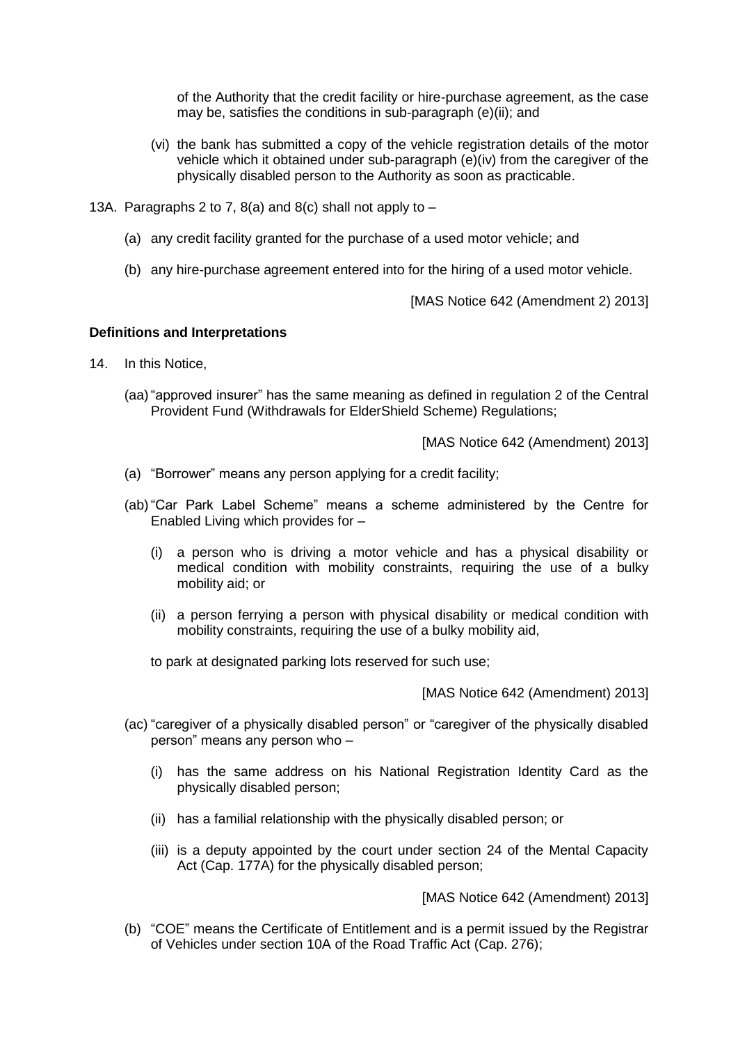of the Authority that the credit facility or hire-purchase agreement, as the case may be, satisfies the conditions in sub-paragraph (e)(ii); and

(vi) the bank has submitted a copy of the vehicle registration details of the motor vehicle which it obtained under sub-paragraph (e)(iv) from the caregiver of the physically disabled person to the Authority as soon as practicable.

13A. Paragraphs 2 to 7, 8(a) and 8(c) shall not apply to –

(a) any credit facility granted for the purchase of a used motor vehicle; and

(b) any hire-purchase agreement entered into for the hiring of a used motor vehicle.

[MAS Notice 642 (Amendment 2) 2013]

**Definitions and Interpretations**

14. In this Notice,

(aa) "approved insurer" has the same meaning as defined in regulation 2 of the Central Provident Fund (Withdrawals for ElderShield Scheme) Regulations;

[MAS Notice 642 (Amendment) 2013]

(a) "Borrower" means any person applying for a credit facility;

(ab) "Car Park Label Scheme" means a scheme administered by the Centre for Enabled Living which provides for –

(i) a person who is driving a motor vehicle and has a physical disability or medical condition with mobility constraints, requiring the use of a bulky mobility aid; or

(ii) a person ferrying a person with physical disability or medical condition with mobility constraints, requiring the use of a bulky mobility aid,

to park at designated parking lots reserved for such use;

[MAS Notice 642 (Amendment) 2013]

(ac) "caregiver of a physically disabled person" or "caregiver of the physically disabled person" means any person who –

(i) has the same address on his National Registration Identity Card as the physically disabled person;

(ii) has a familial relationship with the physically disabled person; or

(iii) is a deputy appointed by the court under section 24 of the Mental Capacity Act (Cap. 177A) for the physically disabled person;

[MAS Notice 642 (Amendment) 2013]

(b) "COE" means the Certificate of Entitlement and is a permit issued by the Registrar of Vehicles under section 10A of the Road Traffic Act (Cap. 276);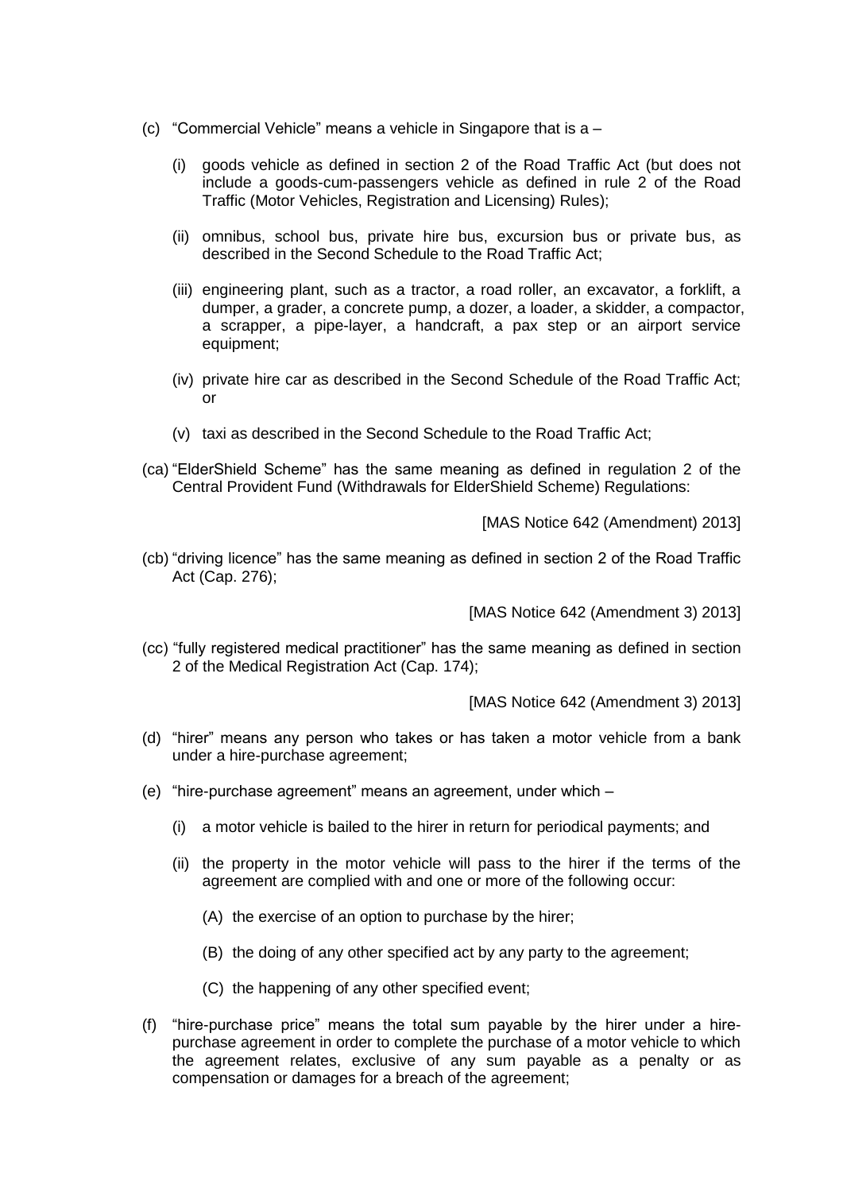(c) "Commercial Vehicle" means a vehicle in Singapore that is a –

   (i) goods vehicle as defined in section 2 of the Road Traffic Act (but does not include a goods-cum-passengers vehicle as defined in rule 2 of the Road Traffic (Motor Vehicles, Registration and Licensing) Rules);

   (ii) omnibus, school bus, private hire bus, excursion bus or private bus, as described in the Second Schedule to the Road Traffic Act;

   (iii) engineering plant, such as a tractor, a road roller, an excavator, a forklift, a dumper, a grader, a concrete pump, a dozer, a loader, a skidder, a compactor, a scrapper, a pipe-layer, a handcraft, a pax step or an airport service equipment;

   (iv) private hire car as described in the Second Schedule of the Road Traffic Act; or

   (v) taxi as described in the Second Schedule to the Road Traffic Act;

(ca) "ElderShield Scheme" has the same meaning as defined in regulation 2 of the Central Provident Fund (Withdrawals for ElderShield Scheme) Regulations:

[MAS Notice 642 (Amendment) 2013]

(cb) "driving licence" has the same meaning as defined in section 2 of the Road Traffic Act (Cap. 276);

[MAS Notice 642 (Amendment 3) 2013]

(cc) "fully registered medical practitioner" has the same meaning as defined in section 2 of the Medical Registration Act (Cap. 174);

[MAS Notice 642 (Amendment 3) 2013]

(d) "hirer" means any person who takes or has taken a motor vehicle from a bank under a hire-purchase agreement;

(e) "hire-purchase agreement" means an agreement, under which –

   (i) a motor vehicle is bailed to the hirer in return for periodical payments; and

   (ii) the property in the motor vehicle will pass to the hirer if the terms of the agreement are complied with and one or more of the following occur:

      (A) the exercise of an option to purchase by the hirer;

      (B) the doing of any other specified act by any party to the agreement;

      (C) the happening of any other specified event;

(f) "hire-purchase price" means the total sum payable by the hirer under a hire-purchase agreement in order to complete the purchase of a motor vehicle to which the agreement relates, exclusive of any sum payable as a penalty or as compensation or damages for a breach of the agreement;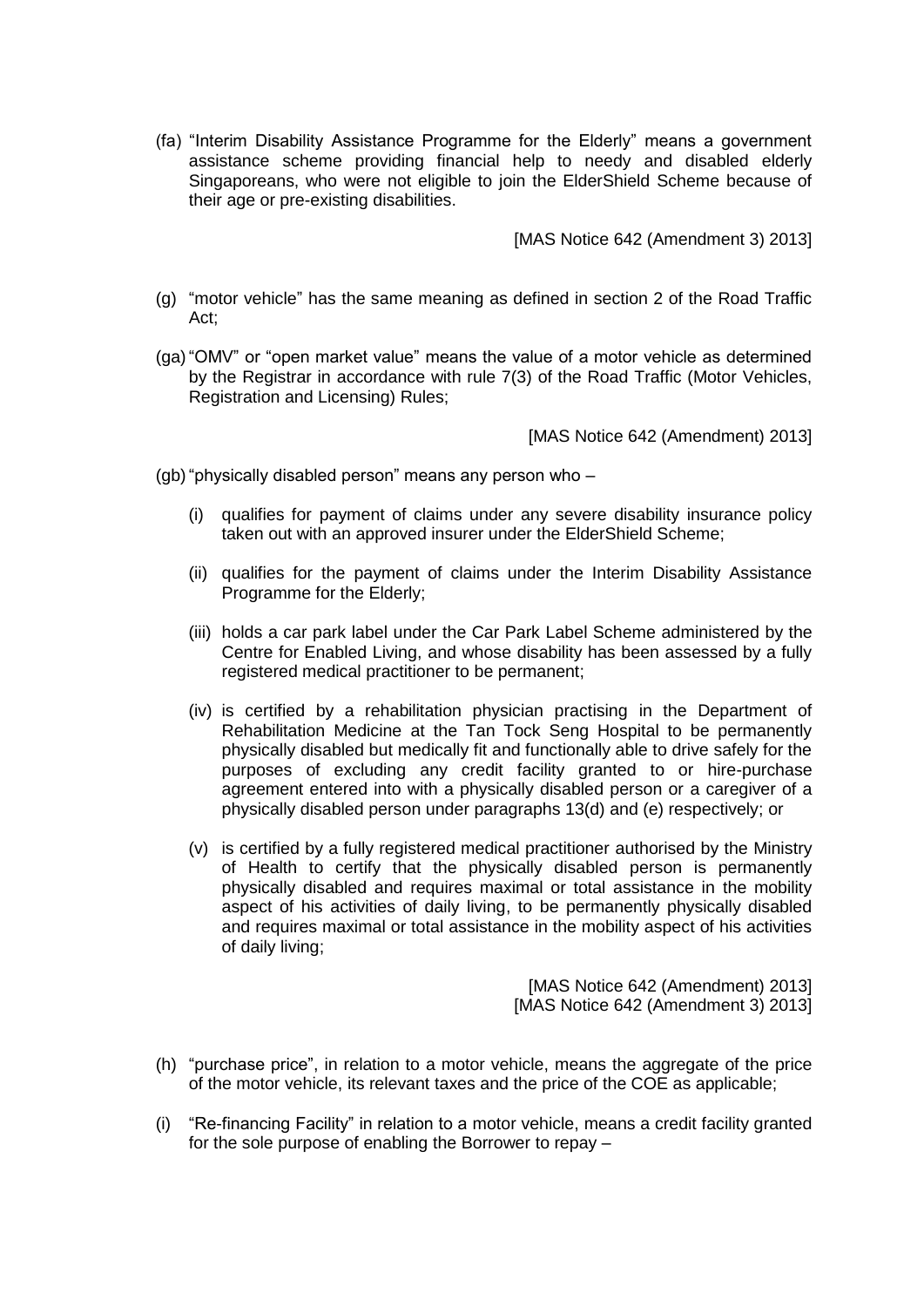(fa) "Interim Disability Assistance Programme for the Elderly" means a government assistance scheme providing financial help to needy and disabled elderly Singaporeans, who were not eligible to join the ElderShield Scheme because of their age or pre-existing disabilities.

[MAS Notice 642 (Amendment 3) 2013]

(g) "motor vehicle" has the same meaning as defined in section 2 of the Road Traffic Act;

(ga) "OMV" or "open market value" means the value of a motor vehicle as determined by the Registrar in accordance with rule 7(3) of the Road Traffic (Motor Vehicles, Registration and Licensing) Rules;

[MAS Notice 642 (Amendment) 2013]

(gb) "physically disabled person" means any person who –

(i) qualifies for payment of claims under any severe disability insurance policy taken out with an approved insurer under the ElderShield Scheme;

(ii) qualifies for the payment of claims under the Interim Disability Assistance Programme for the Elderly;

(iii) holds a car park label under the Car Park Label Scheme administered by the Centre for Enabled Living, and whose disability has been assessed by a fully registered medical practitioner to be permanent;

(iv) is certified by a rehabilitation physician practising in the Department of Rehabilitation Medicine at the Tan Tock Seng Hospital to be permanently physically disabled but medically fit and functionally able to drive safely for the purposes of excluding any credit facility granted to or hire-purchase agreement entered into with a physically disabled person or a caregiver of a physically disabled person under paragraphs 13(d) and (e) respectively; or

(v) is certified by a fully registered medical practitioner authorised by the Ministry of Health to certify that the physically disabled person is permanently physically disabled and requires maximal or total assistance in the mobility aspect of his activities of daily living, to be permanently physically disabled and requires maximal or total assistance in the mobility aspect of his activities of daily living;

[MAS Notice 642 (Amendment) 2013]
[MAS Notice 642 (Amendment 3) 2013]

(h) "purchase price", in relation to a motor vehicle, means the aggregate of the price of the motor vehicle, its relevant taxes and the price of the COE as applicable;

(i) "Re-financing Facility" in relation to a motor vehicle, means a credit facility granted for the sole purpose of enabling the Borrower to repay –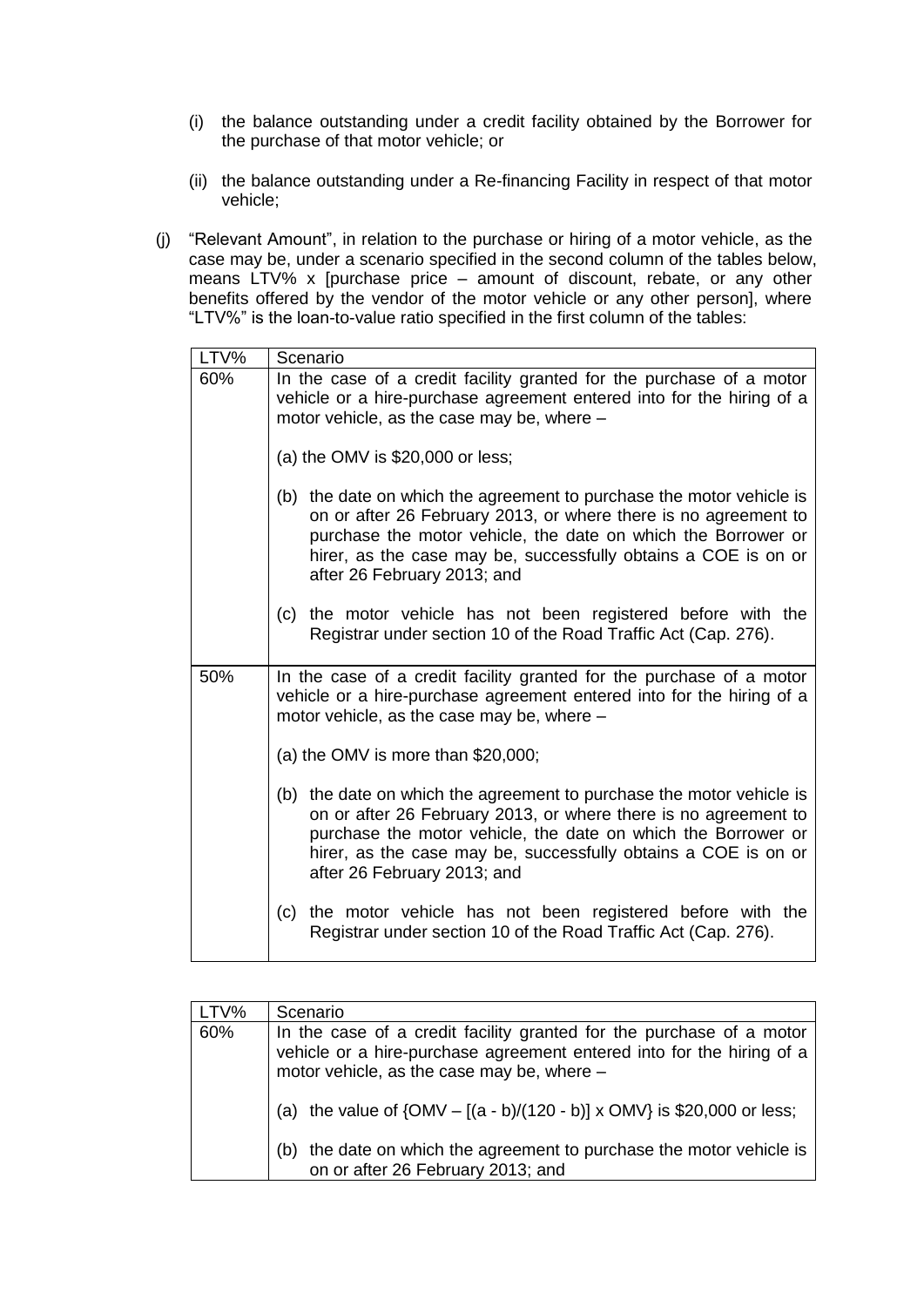(i) the balance outstanding under a credit facility obtained by the Borrower for the purchase of that motor vehicle; or

(ii) the balance outstanding under a Re-financing Facility in respect of that motor vehicle;

(j) "Relevant Amount", in relation to the purchase or hiring of a motor vehicle, as the case may be, under a scenario specified in the second column of the tables below, means LTV% x [purchase price – amount of discount, rebate, or any other benefits offered by the vendor of the motor vehicle or any other person], where "LTV%" is the loan-to-value ratio specified in the first column of the tables:

| LTV% | Scenario |
|---|---|
| 60% | In the case of a credit facility granted for the purchase of a motor vehicle or a hire-purchase agreement entered into for the hiring of a motor vehicle, as the case may be, where –<br><br>(a) the OMV is $20,000 or less;<br><br>(b) the date on which the agreement to purchase the motor vehicle is on or after 26 February 2013, or where there is no agreement to purchase the motor vehicle, the date on which the Borrower or hirer, as the case may be, successfully obtains a COE is on or after 26 February 2013; and<br><br>(c) the motor vehicle has not been registered before with the Registrar under section 10 of the Road Traffic Act (Cap. 276). |
| 50% | In the case of a credit facility granted for the purchase of a motor vehicle or a hire-purchase agreement entered into for the hiring of a motor vehicle, as the case may be, where –<br><br>(a) the OMV is more than $20,000;<br><br>(b) the date on which the agreement to purchase the motor vehicle is on or after 26 February 2013, or where there is no agreement to purchase the motor vehicle, the date on which the Borrower or hirer, as the case may be, successfully obtains a COE is on or after 26 February 2013; and<br><br>(c) the motor vehicle has not been registered before with the Registrar under section 10 of the Road Traffic Act (Cap. 276). |

| LTV% | Scenario |
|---|---|
| 60% | In the case of a credit facility granted for the purchase of a motor vehicle or a hire-purchase agreement entered into for the hiring of a motor vehicle, as the case may be, where –<br><br>(a) the value of {OMV – [(a - b)/(120 - b)] x OMV} is $20,000 or less;<br><br>(b) the date on which the agreement to purchase the motor vehicle is on or after 26 February 2013; and |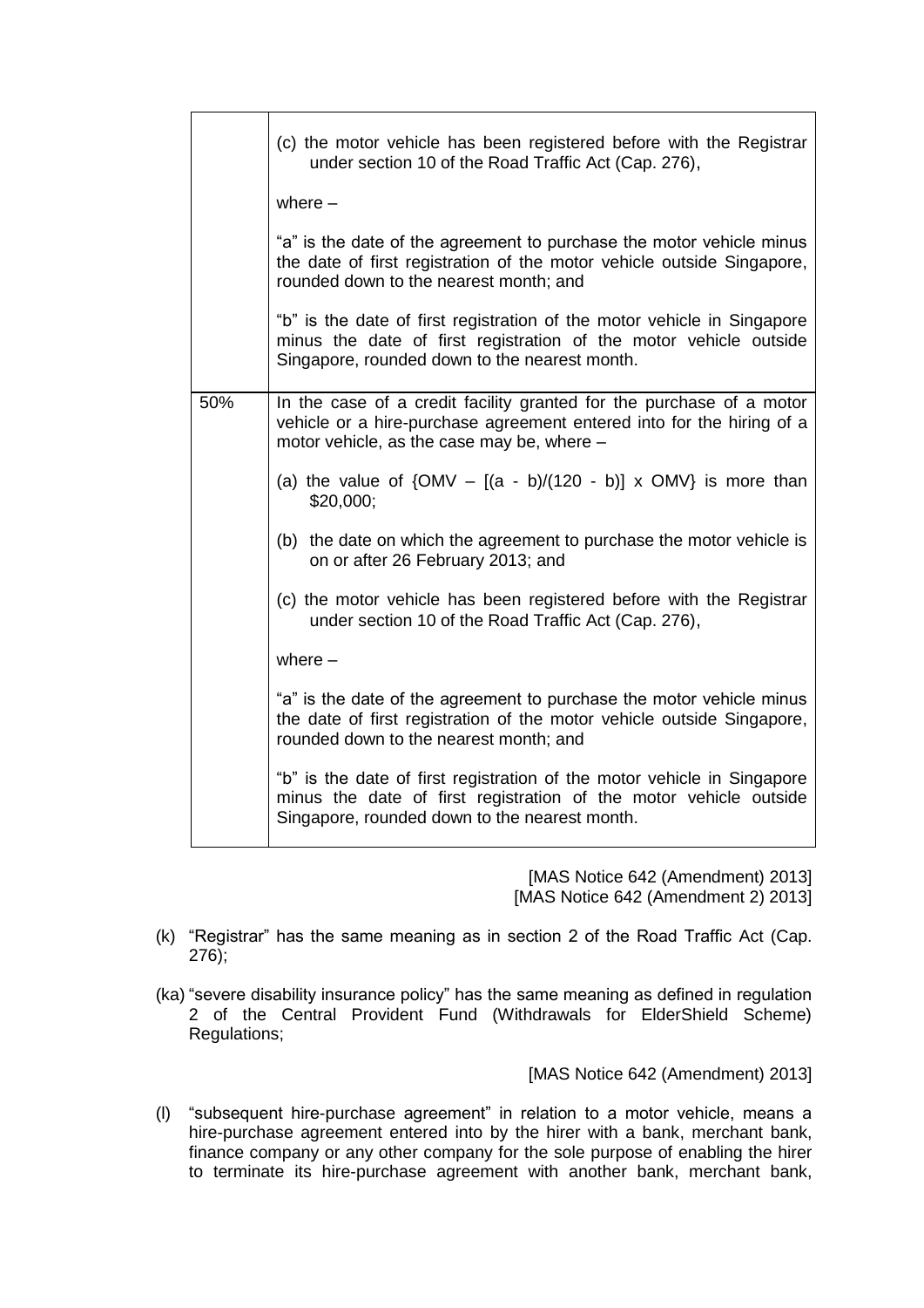| | |
|---|---|
| | (c) the motor vehicle has been registered before with the Registrar under section 10 of the Road Traffic Act (Cap. 276),<br><br>where –<br><br>"a" is the date of the agreement to purchase the motor vehicle minus the date of first registration of the motor vehicle outside Singapore, rounded down to the nearest month; and<br><br>"b" is the date of first registration of the motor vehicle in Singapore minus the date of first registration of the motor vehicle outside Singapore, rounded down to the nearest month. |
| 50% | In the case of a credit facility granted for the purchase of a motor vehicle or a hire-purchase agreement entered into for the hiring of a motor vehicle, as the case may be, where –<br><br>(a) the value of {OMV – [(a - b)/(120 - b)] x OMV} is more than $20,000;<br><br>(b) the date on which the agreement to purchase the motor vehicle is on or after 26 February 2013; and<br><br>(c) the motor vehicle has been registered before with the Registrar under section 10 of the Road Traffic Act (Cap. 276),<br><br>where –<br><br>"a" is the date of the agreement to purchase the motor vehicle minus the date of first registration of the motor vehicle outside Singapore, rounded down to the nearest month; and<br><br>"b" is the date of first registration of the motor vehicle in Singapore minus the date of first registration of the motor vehicle outside Singapore, rounded down to the nearest month. |

[MAS Notice 642 (Amendment) 2013]
[MAS Notice 642 (Amendment 2) 2013]

(k) "Registrar" has the same meaning as in section 2 of the Road Traffic Act (Cap. 276);

(ka) "severe disability insurance policy" has the same meaning as defined in regulation 2 of the Central Provident Fund (Withdrawals for ElderShield Scheme) Regulations;

[MAS Notice 642 (Amendment) 2013]

(l) "subsequent hire-purchase agreement" in relation to a motor vehicle, means a hire-purchase agreement entered into by the hirer with a bank, merchant bank, finance company or any other company for the sole purpose of enabling the hirer to terminate its hire-purchase agreement with another bank, merchant bank,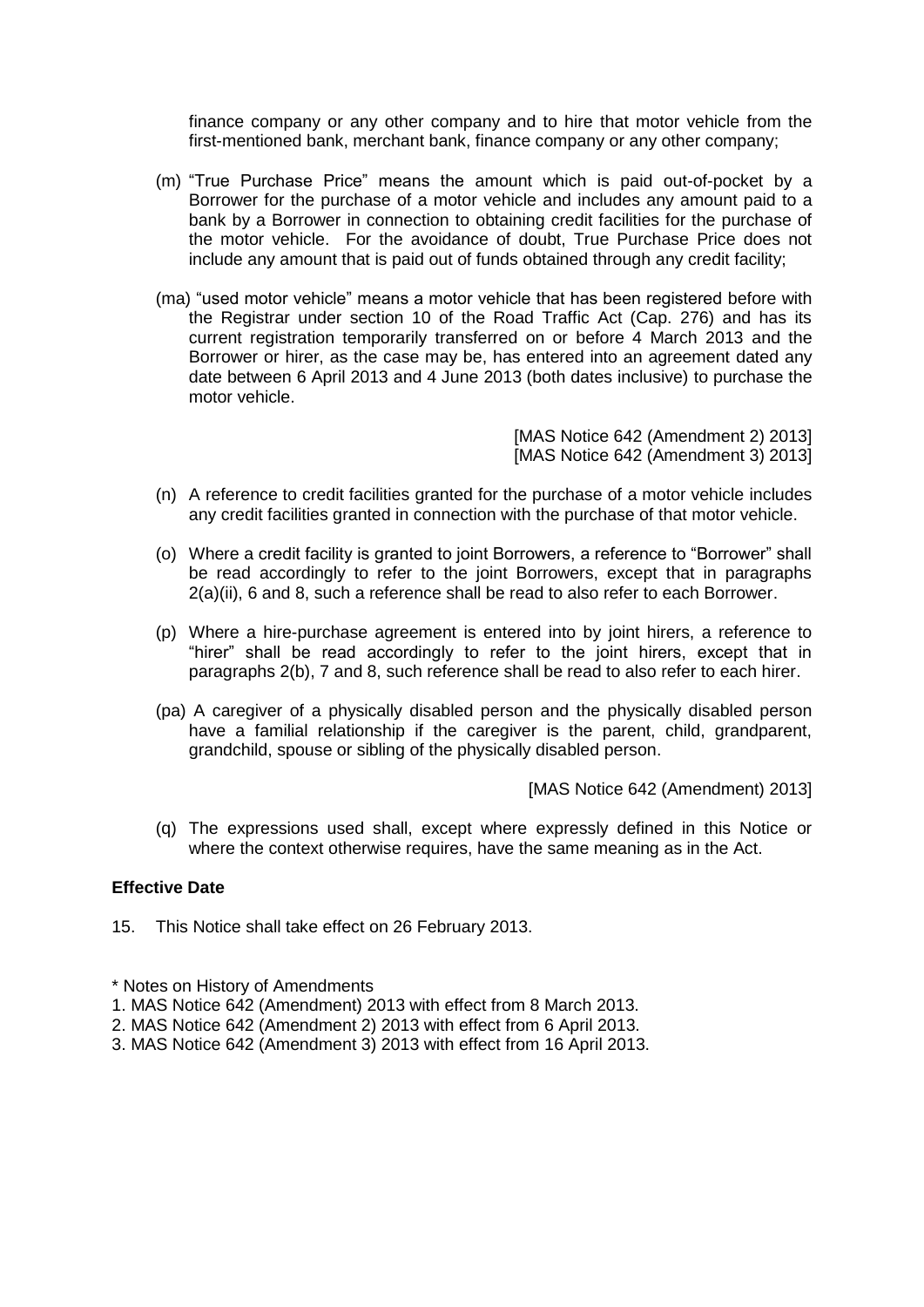finance company or any other company and to hire that motor vehicle from the first-mentioned bank, merchant bank, finance company or any other company;

(m) "True Purchase Price" means the amount which is paid out-of-pocket by a Borrower for the purchase of a motor vehicle and includes any amount paid to a bank by a Borrower in connection to obtaining credit facilities for the purchase of the motor vehicle. For the avoidance of doubt, True Purchase Price does not include any amount that is paid out of funds obtained through any credit facility;

(ma) "used motor vehicle" means a motor vehicle that has been registered before with the Registrar under section 10 of the Road Traffic Act (Cap. 276) and has its current registration temporarily transferred on or before 4 March 2013 and the Borrower or hirer, as the case may be, has entered into an agreement dated any date between 6 April 2013 and 4 June 2013 (both dates inclusive) to purchase the motor vehicle.

[MAS Notice 642 (Amendment 2) 2013]
[MAS Notice 642 (Amendment 3) 2013]

(n) A reference to credit facilities granted for the purchase of a motor vehicle includes any credit facilities granted in connection with the purchase of that motor vehicle.

(o) Where a credit facility is granted to joint Borrowers, a reference to "Borrower" shall be read accordingly to refer to the joint Borrowers, except that in paragraphs 2(a)(ii), 6 and 8, such a reference shall be read to also refer to each Borrower.

(p) Where a hire-purchase agreement is entered into by joint hirers, a reference to "hirer" shall be read accordingly to refer to the joint hirers, except that in paragraphs 2(b), 7 and 8, such reference shall be read to also refer to each hirer.

(pa) A caregiver of a physically disabled person and the physically disabled person have a familial relationship if the caregiver is the parent, child, grandparent, grandchild, spouse or sibling of the physically disabled person.

[MAS Notice 642 (Amendment) 2013]

(q) The expressions used shall, except where expressly defined in this Notice or where the context otherwise requires, have the same meaning as in the Act.

**Effective Date**

15. This Notice shall take effect on 26 February 2013.

\* Notes on History of Amendments

1. MAS Notice 642 (Amendment) 2013 with effect from 8 March 2013.
2. MAS Notice 642 (Amendment 2) 2013 with effect from 6 April 2013.
3. MAS Notice 642 (Amendment 3) 2013 with effect from 16 April 2013.